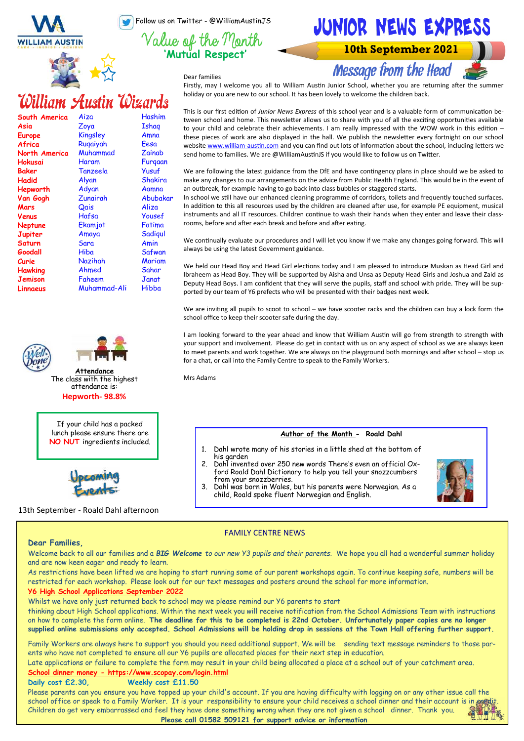# JUNIOR NEWS EXPRESS

**10th September 2021**

Follow us on Twitter - @WilliamAustinJS

## Value of the Month
**'Mutual Respect'**

## William Austin Wizards

| | | |
|---|---|---|
| South America | Aiza | Hashim |
| Asia | Zoya | Ishaq |
| Europe | Kingsley | Amna |
| Africa | Ruqaiyah | Eesa |
| North America | Muhammad | Zainab |
| Hokusai | Haram | Furqaan |
| Baker | Tanzeela | Yusuf |
| Hadid | Alyan | Shakira |
| Hepworth | Adyan | Aamna |
| Van Gogh | Zunairah | Abubakar |
| Mars | Qais | Aliza |
| Venus | Hafsa | Yousef |
| Neptune | Ekamjot | Fatima |
| Jupiter | Amaya | Sadiqul |
| Saturn | Sara | Amin |
| Goodall | Hiba | Safwan |
| Curie | Nazihah | Mariam |
| Hawking | Ahmed | Sahar |
| Jemison | Faheem | Janat |
| Linnaeus | Muhammad-Ali | Hibba |

## Message from the Head

Dear families

Firstly, may I welcome you all to William Austin Junior School, whether you are returning after the summer holiday or you are new to our school. It has been lovely to welcome the children back.

This is our first edition of *Junior News Express* of this school year and is a valuable form of communication between school and home. This newsletter allows us to share with you of all the exciting opportunities available to your child and celebrate their achievements. I am really impressed with the WOW work in this edition – these pieces of work are also displayed in the hall. We publish the newsletter every fortnight on our school website www.william-austin.com and you can find out lots of information about the school, including letters we send home to families. We are @WilliamAustinJS if you would like to follow us on Twitter.

We are following the latest guidance from the DfE and have contingency plans in place should we be asked to make any changes to our arrangements on the advice from Public Health England. This would be in the event of an outbreak, for example having to go back into class bubbles or staggered starts.
In school we still have our enhanced cleaning programme of corridors, toilets and frequently touched surfaces. In addition to this all resources used by the children are cleaned after use, for example PE equipment, musical instruments and all IT resources. Children continue to wash their hands when they enter and leave their classrooms, before and after each break and before and after eating.

We continually evaluate our procedures and I will let you know if we make any changes going forward. This will always be using the latest Government guidance.

We held our Head Boy and Head Girl elections today and I am pleased to introduce Muskan as Head Girl and Ibraheem as Head Boy. They will be supported by Aisha and Unsa as Deputy Head Girls and Joshua and Zaid as Deputy Head Boys. I am confident that they will serve the pupils, staff and school with pride. They will be supported by our team of Y6 prefects who will be presented with their badges next week.

We are inviting all pupils to scoot to school – we have scooter racks and the children can buy a lock form the school office to keep their scooter safe during the day.

I am looking forward to the year ahead and know that William Austin will go from strength to strength with your support and involvement. Please do get in contact with us on any aspect of school as we are always keen to meet parents and work together. We are always on the playground both mornings and after school – stop us for a chat, or call into the Family Centre to speak to the Family Workers.

Mrs Adams

### Attendance

The class with the highest attendance is:

**Hepworth- 98.8%**

If your child has a packed lunch please ensure there are **NO NUT** ingredients included.

### Upcoming Events:

13th September - Roald Dahl afternoon

### Author of the Month - Roald Dahl

1. Dahl wrote many of his stories in a little shed at the bottom of his garden
2. Dahl invented over 250 new words There's even an official Oxford Roald Dahl Dictionary to help you tell your snozzcumbers from your snozzberries.
3. Dahl was born in Wales, but his parents were Norwegian. As a child, Roald spoke fluent Norwegian and English.

## FAMILY CENTRE NEWS

**Dear Families,**

Welcome back to all our families and a ***BIG Welcome*** *to our new Y3 pupils and their parents.* We hope you all had a wonderful summer holiday and are now keen eager and ready to learn.

As restrictions have been lifted we are hoping to start running some of our parent workshops again. To continue keeping safe, numbers will be restricted for each workshop. Please look out for our text messages and posters around the school for more information.

**Y6 High School Applications September 2022**

Whilst we have only just returned back to school may we please remind our Y6 parents to start thinking about High School applications. Within the next week you will receive notification from the School Admissions Team with instructions on how to complete the form online. **The deadline for this to be completed is 22nd October. Unfortunately paper copies are no longer supplied online submissions only accepted. School Admissions will be holding drop in sessions at the Town Hall offering further support.**

Family Workers are always here to support you should you need additional support. We will be sending text message reminders to those parents who have not completed to ensure all our Y6 pupils are allocated places for their next step in education.

Late applications or failure to complete the form may result in your child being allocated a place at a school out of your catchment area.

**School dinner money - https://www.scopay.com/login.html**

**Daily cost £2.30, Weekly cost £11.50**

Please parents can you ensure you have topped up your child's account. If you are having difficulty with logging on or any other issue call the school office or speak to a Family Worker. It is your responsibility to ensure your child receives a school dinner and their account is in credit. Children do get very embarrassed and feel they have done something wrong when they are not given a school dinner. Thank you.

**Please call 01582 509121 for support advice or information**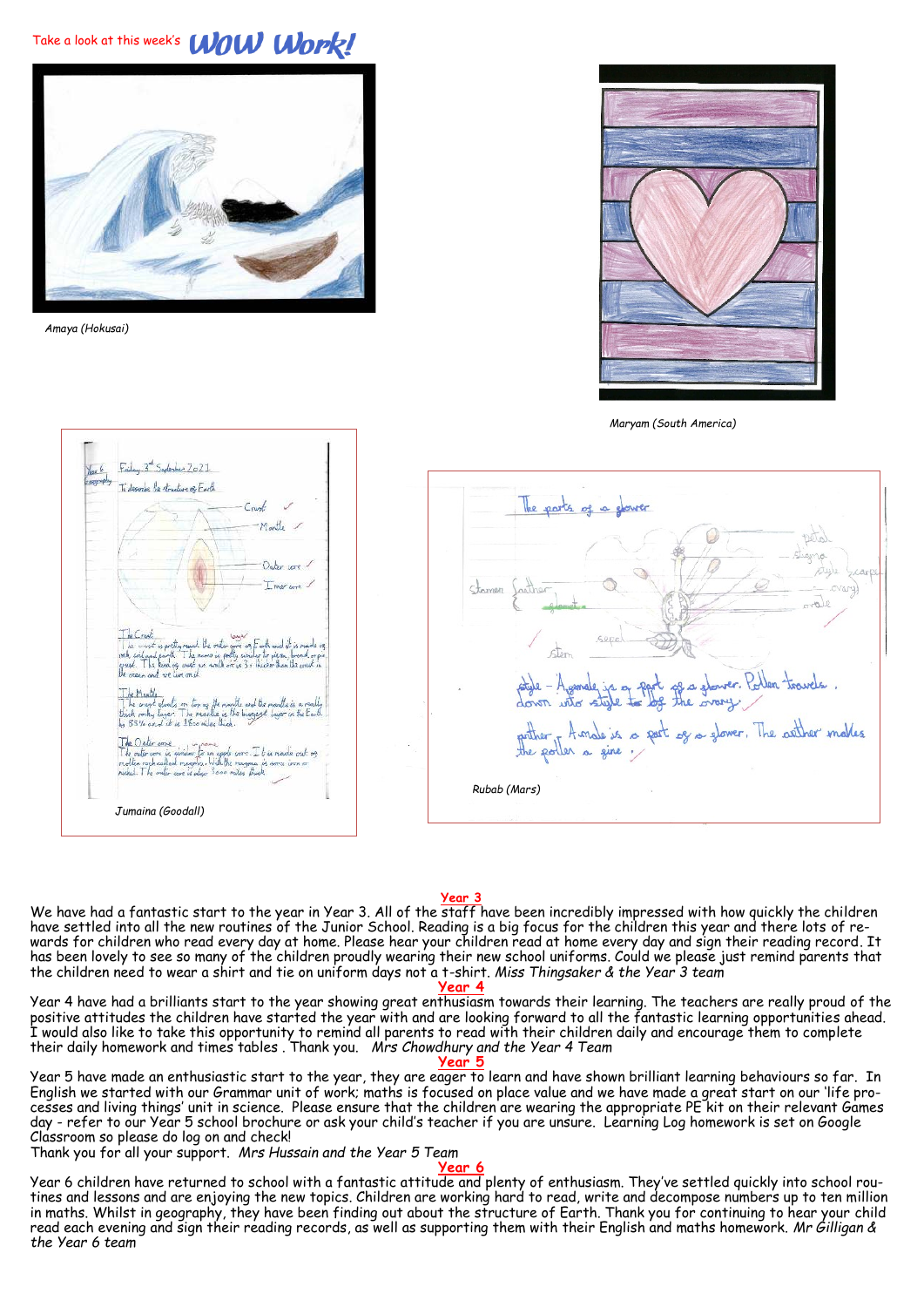Take a look at this week's **WOW Work!**

*Amaya (Hokusai)*

*Maryam (South America)*

*Jumaina (Goodall)*

*Rubab (Mars)*

**Year 3**

We have had a fantastic start to the year in Year 3. All of the staff have been incredibly impressed with how quickly the children have settled into all the new routines of the Junior School. Reading is a big focus for the children this year and there lots of rewards for children who read every day at home. Please hear your children read at home every day and sign their reading record. It has been lovely to see so many of the children proudly wearing their new school uniforms. Could we please just remind parents that the children need to wear a shirt and tie on uniform days not a t-shirt. *Miss Thingsaker & the Year 3 team*

**Year 4**

Year 4 have had a brilliants start to the year showing great enthusiasm towards their learning. The teachers are really proud of the positive attitudes the children have started the year with and are looking forward to all the fantastic learning opportunities ahead. I would also like to take this opportunity to remind all parents to read with their children daily and encourage them to complete their daily homework and times tables . Thank you. *Mrs Chowdhury and the Year 4 Team*

**Year 5**

Year 5 have made an enthusiastic start to the year, they are eager to learn and have shown brilliant learning behaviours so far. In English we started with our Grammar unit of work; maths is focused on place value and we have made a great start on our 'life processes and living things' unit in science. Please ensure that the children are wearing the appropriate PE kit on their relevant Games day - refer to our Year 5 school brochure or ask your child's teacher if you are unsure. Learning Log homework is set on Google Classroom so please do log on and check!

Thank you for all your support. *Mrs Hussain and the Year 5 Team*

**Year 6**

Year 6 children have returned to school with a fantastic attitude and plenty of enthusiasm. They've settled quickly into school routines and lessons and are enjoying the new topics. Children are working hard to read, write and decompose numbers up to ten million in maths. Whilst in geography, they have been finding out about the structure of Earth. Thank you for continuing to hear your child read each evening and sign their reading records, as well as supporting them with their English and maths homework. *Mr Gilligan & the Year 6 team*